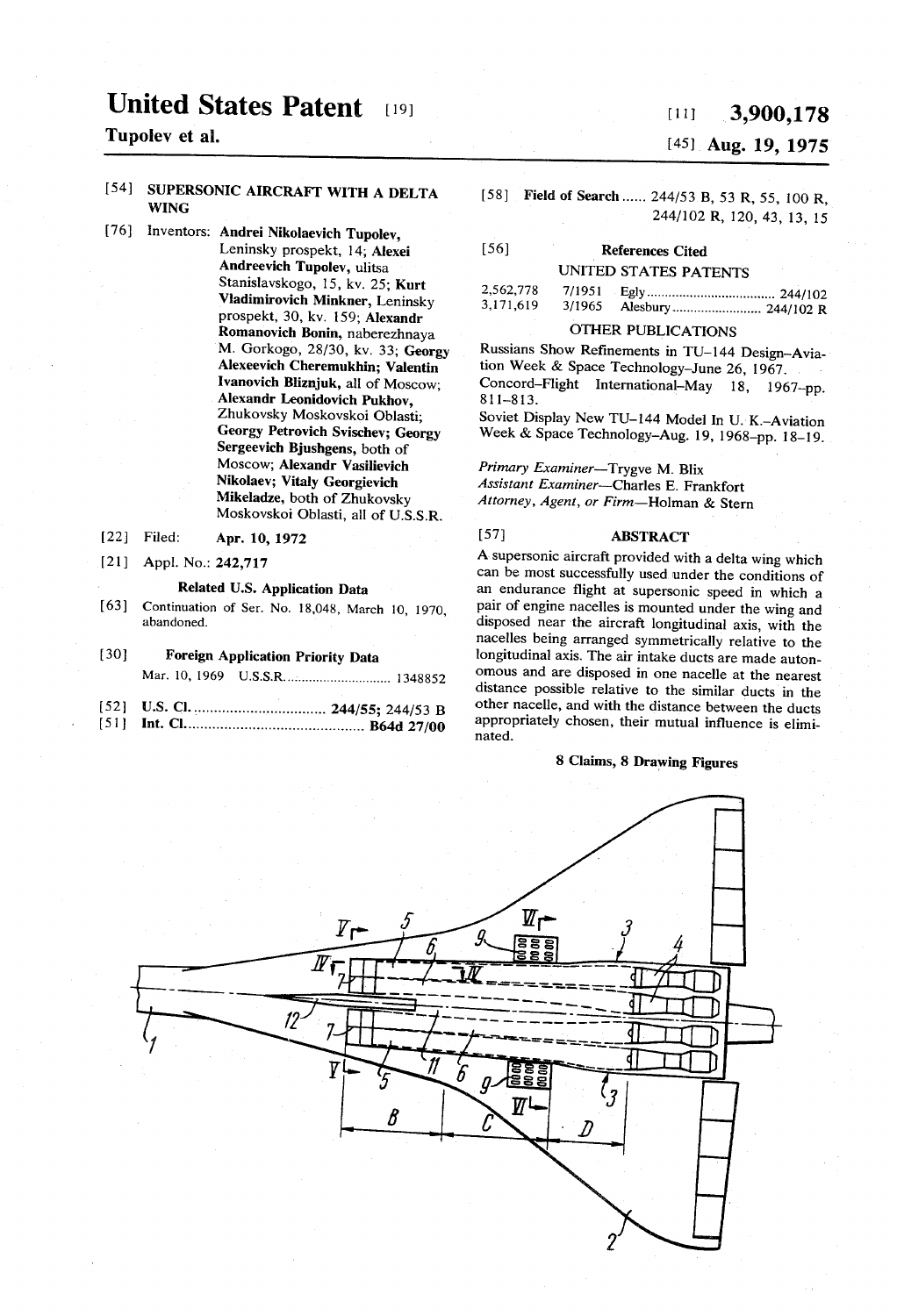# United States Patent [19]

**Tupolev et al.**

[11] **3,900,178**

[45] **Aug. 19, 1975**

[54] **SUPERSONIC AIRCRAFT WITH A DELTA WING**

[76] Inventors: **Andrei Nikolaevich Tupolev,** Leninsky prospekt, 14; **Alexei Andreevich Tupolev,** ulitsa Stanislavskogo, 15, kv. 25; **Kurt Vladimirovich Minkner,** Leninsky prospekt, 30, kv. 159; **Alexandr Romanovich Bonin,** naberezhnaya M. Gorkogo, 28/30, kv. 33; **Georgy Alexeevich Cheremukhin; Valentin Ivanovich Bliznjuk,** all of Moscow; **Alexandr Leonidovich Pukhov,** Zhukovsky Moskovskoi Oblasti; **Georgy Petrovich Svischev; Georgy Sergeevich Bjushgens,** both of Moscow; **Alexandr Vasilievich Nikolaev; Vitaly Georgievich Mikeladze,** both of Zhukovsky Moskovskoi Oblasti, all of U.S.S.R.

[22] Filed: **Apr. 10, 1972**

[21] Appl. No.: **242,717**

**Related U.S. Application Data**

[63] Continuation of Ser. No. 18,048, March 10, 1970, abandoned.

[30] **Foreign Application Priority Data**

Mar. 10, 1969 U.S.S.R. .......................... 1348852

[52] **U.S. Cl.** .............................. **244/55; 244/53 B**

[51] **Int. Cl.** .......................................... **B64d 27/00**

[58] **Field of Search** ...... 244/53 B, 53 R, 55, 100 R, 244/102 R, 120, 43, 13, 15

[56] **References Cited**

UNITED STATES PATENTS

| | | | |
|---|---|---|---|
| 2,562,778 | 7/1951 | Egly | 244/102 |
| 3,171,619 | 3/1965 | Alesbury | 244/102 R |

OTHER PUBLICATIONS

Russians Show Refinements in TU-144 Design–Aviation Week & Space Technology–June 26, 1967.

Concord–Flight International–May 18, 1967–pp. 811–813.

Soviet Display New TU-144 Model In U. K.–Aviation Week & Space Technology–Aug. 19, 1968–pp. 18–19.

*Primary Examiner*—Trygve M. Blix
*Assistant Examiner*—Charles E. Frankfort
*Attorney, Agent, or Firm*—Holman & Stern

[57] **ABSTRACT**

A supersonic aircraft provided with a delta wing which can be most successfully used under the conditions of an endurance flight at supersonic speed in which a pair of engine nacelles is mounted under the wing and disposed near the aircraft longitudinal axis, with the nacelles being arranged symmetrically relative to the longitudinal axis. The air intake ducts are made autonomous and are disposed in one nacelle at the nearest distance possible relative to the similar ducts in the other nacelle, and with the distance between the ducts appropriately chosen, their mutual influence is eliminated.

**8 Claims, 8 Drawing Figures**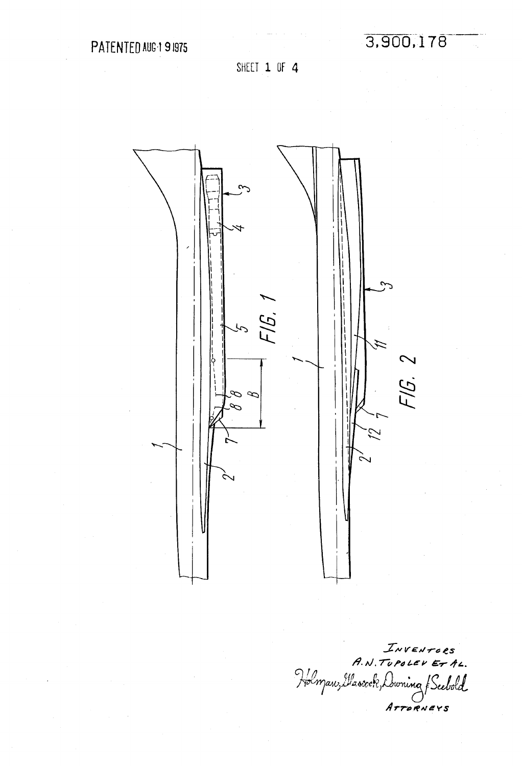PATENTED AUG 19 1975

3,900,178

SHEET 1 OF 4

FIG. 1

FIG. 2

INVENTORS
A. N. TUPOLEV ET AL.
Holman, Glascock, Downing & Seebold
ATTORNEYS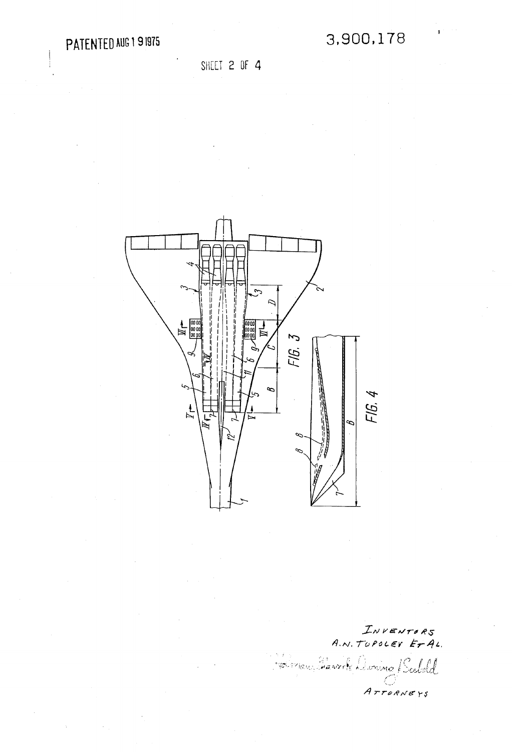PATENTED AUG 19 1975

3,900,178

SHEET 2 OF 4

FIG. 3

FIG. 4

INVENTORS
A.N. TOPOLEV ET AL.

ATTORNEYS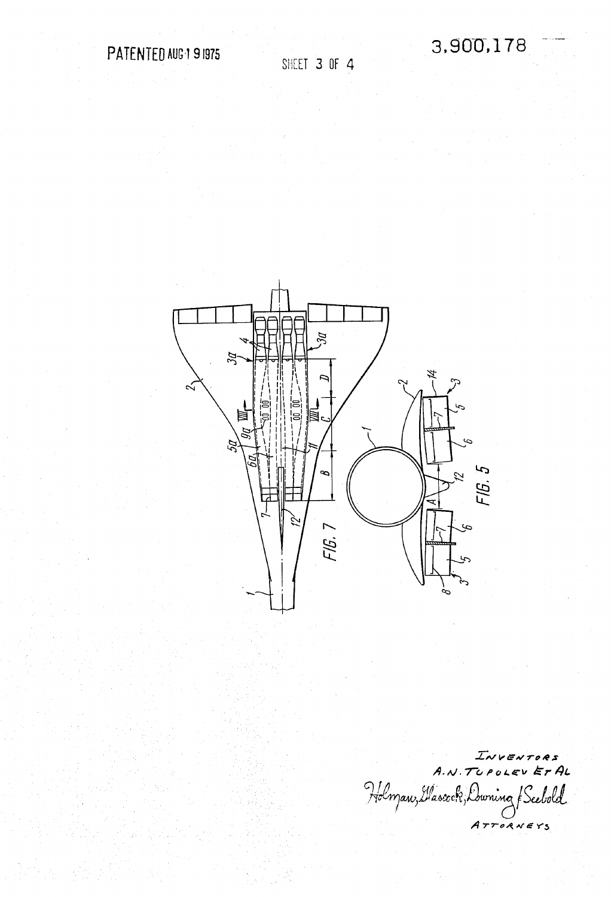PATENTED AUG 19 1975

SHEET 3 OF 4

3,900,178

FIG. 7

FIG. 5

INVENTORS
A.N. TUPOLEV ET AL

Holman, Glascock, Downing & Seebold

ATTORNEYS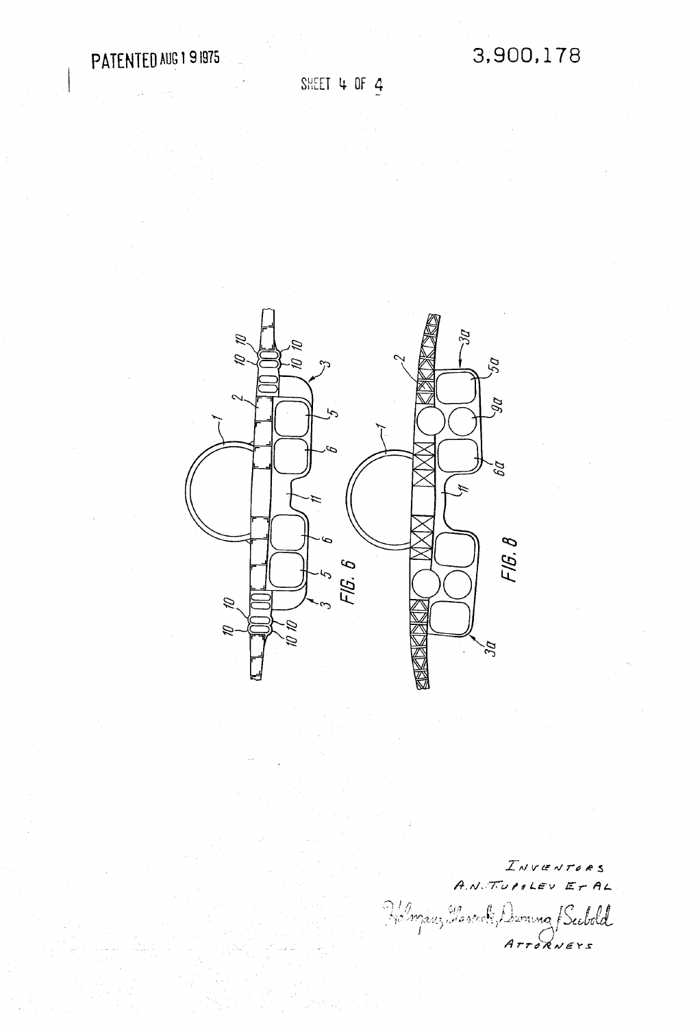PATENTED AUG 19 1975

3,900,178

SHEET 4 OF 4

FIG. 6

FIG. 8

INVENTORS
A. N. TUPOLEV ET AL

Holman, Glascock, Downing & Seebold
ATTORNEYS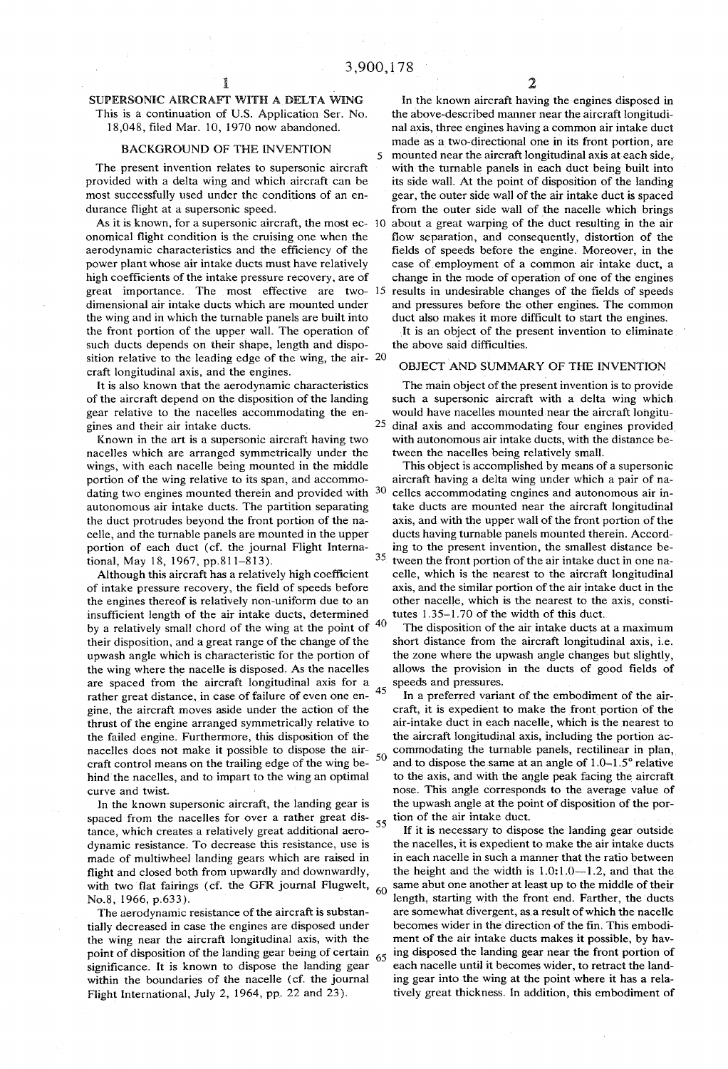# SUPERSONIC AIRCRAFT WITH A DELTA WING

This is a continuation of U.S. Application Ser. No. 18,048, filed Mar. 10, 1970 now abandoned.

## BACKGROUND OF THE INVENTION

The present invention relates to supersonic aircraft provided with a delta wing and which aircraft can be most successfully used under the conditions of an endurance flight at a supersonic speed.

As it is known, for a supersonic aircraft, the most economical flight condition is the cruising one when the aerodynamic characteristics and the efficiency of the power plant whose air intake ducts must have relatively high coefficients of the intake pressure recovery, are of great importance. The most effective are two-dimensional air intake ducts which are mounted under the wing and in which the turnable panels are built into the front portion of the upper wall. The operation of such ducts depends on their shape, length and disposition relative to the leading edge of the wing, the aircraft longitudinal axis, and the engines.

It is also known that the aerodynamic characteristics of the aircraft depend on the disposition of the landing gear relative to the nacelles accommodating the engines and their air intake ducts.

Known in the art is a supersonic aircraft having two nacelles which are arranged symmetrically under the wings, with each nacelle being mounted in the middle portion of the wing relative to its span, and accommodating two engines mounted therein and provided with autonomous air intake ducts. The partition separating the duct protrudes beyond the front portion of the nacelle, and the turnable panels are mounted in the upper portion of each duct (cf. the journal Flight International, May 18, 1967, pp.811–813).

Although this aircraft has a relatively high coefficient of intake pressure recovery, the field of speeds before the engines thereof is relatively non-uniform due to an insufficient length of the air intake ducts, determined by a relatively small chord of the wing at the point of their disposition, and a great range of the change of the upwash angle which is characteristic for the portion of the wing where the nacelle is disposed. As the nacelles are spaced from the aircraft longitudinal axis for a rather great distance, in case of failure of even one engine, the aircraft moves aside under the action of the thrust of the engine arranged symmetrically relative to the failed engine. Furthermore, this disposition of the nacelles does not make it possible to dispose the aircraft control means on the trailing edge of the wing behind the nacelles, and to impart to the wing an optimal curve and twist.

In the known supersonic aircraft, the landing gear is spaced from the nacelles for over a rather great distance, which creates a relatively great additional aerodynamic resistance. To decrease this resistance, use is made of multiwheel landing gears which are raised in flight and closed both from upwardly and downwardly, with two flat fairings (cf. the GFR journal Flugwelt, No.8, 1966, p.633).

The aerodynamic resistance of the aircraft is substantially decreased in case the engines are disposed under the wing near the aircraft longitudinal axis, with the point of disposition of the landing gear being of certain significance. It is known to dispose the landing gear within the boundaries of the nacelle (cf. the journal Flight International, July 2, 1964, pp. 22 and 23).

In the known aircraft having the engines disposed in the above-described manner near the aircraft longitudinal axis, three engines having a common air intake duct made as a two-directional one in its front portion, are mounted near the aircraft longitudinal axis at each side, with the turnable panels in each duct being built into its side wall. At the point of disposition of the landing gear, the outer side wall of the air intake duct is spaced from the outer side wall of the nacelle which brings about a great warping of the duct resulting in the air flow separation, and consequently, distortion of the fields of speeds before the engine. Moreover, in the case of employment of a common air intake duct, a change in the mode of operation of one of the engines results in undesirable changes of the fields of speeds and pressures before the other engines. The common duct also makes it more difficult to start the engines.

It is an object of the present invention to eliminate the above said difficulties.

## OBJECT AND SUMMARY OF THE INVENTION

The main object of the present invention is to provide such a supersonic aircraft with a delta wing which would have nacelles mounted near the aircraft longitudinal axis and accommodating four engines provided with autonomous air intake ducts, with the distance between the nacelles being relatively small.

This object is accomplished by means of a supersonic aircraft having a delta wing under which a pair of nacelles accommodating engines and autonomous air intake ducts are mounted near the aircraft longitudinal axis, and with the upper wall of the front portion of the ducts having turnable panels mounted therein. According to the present invention, the smallest distance between the front portion of the air intake duct in one nacelle, which is the nearest to the aircraft longitudinal axis, and the similar portion of the air intake duct in the other nacelle, which is the nearest to the axis, constitutes 1.35–1.70 of the width of this duct.

The disposition of the air intake ducts at a maximum short distance from the aircraft longitudinal axis, i.e. the zone where the upwash angle changes but slightly, allows the provision in the ducts of good fields of speeds and pressures.

In a preferred variant of the embodiment of the aircraft, it is expedient to make the front portion of the air-intake duct in each nacelle, which is the nearest to the aircraft longitudinal axis, including the portion accommodating the turnable panels, rectilinear in plan, and to dispose the same at an angle of 1.0–1.5° relative to the axis, and with the angle peak facing the aircraft nose. This angle corresponds to the average value of the upwash angle at the point of disposition of the portion of the air intake duct.

If it is necessary to dispose the landing gear outside the nacelles, it is expedient to make the air intake ducts in each nacelle in such a manner that the ratio between the height and the width is 1.0:1.0—1.2, and that the same abut one another at least up to the middle of their length, starting with the front end. Farther, the ducts are somewhat divergent, as a result of which the nacelle becomes wider in the direction of the fin. This embodiment of the air intake ducts makes it possible, by having disposed the landing gear near the front portion of each nacelle until it becomes wider, to retract the landing gear into the wing at the point where it has a relatively great thickness. In addition, this embodiment of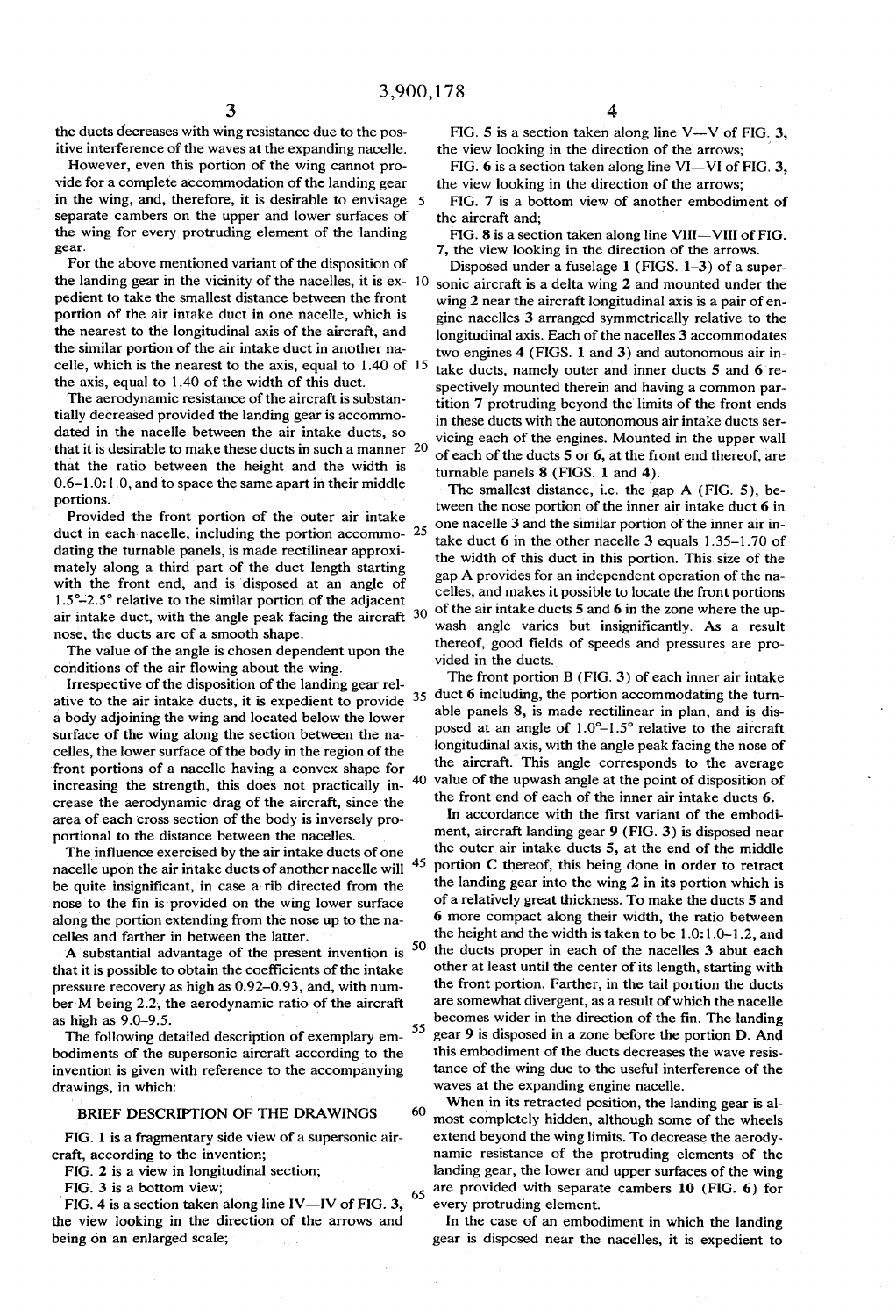the ducts decreases with wing resistance due to the positive interference of the waves at the expanding nacelle.

However, even this portion of the wing cannot provide for a complete accommodation of the landing gear in the wing, and, therefore, it is desirable to envisage separate cambers on the upper and lower surfaces of the wing for every protruding element of the landing gear.

For the above mentioned variant of the disposition of the landing gear in the vicinity of the nacelles, it is expedient to take the smallest distance between the front portion of the air intake duct in one nacelle, which is the nearest to the longitudinal axis of the aircraft, and the similar portion of the air intake duct in another nacelle, which is the nearest to the axis, equal to 1.40 of the axis, equal to 1.40 of the width of this duct.

The aerodynamic resistance of the aircraft is substantially decreased provided the landing gear is accommodated in the nacelle between the air intake ducts, so that it is desirable to make these ducts in such a manner that it is desirable to make these ducts in such a manner that the ratio between the height and the width is 0.6–1.0:1.0, and to space the same apart in their middle portions.

Provided the front portion of the outer air intake duct in each nacelle, including the portion accommodating the turnable panels, is made rectilinear approximately along a third part of the duct length starting with the front end, and is disposed at an angle of 1.5°–2.5° relative to the similar portion of the adjacent air intake duct, with the angle peak facing the aircraft nose, the ducts are of a smooth shape.

The value of the angle is chosen dependent upon the conditions of the air flowing about the wing.

Irrespective of the disposition of the landing gear relative to the air intake ducts, it is expedient to provide a body adjoining the wing and located below the lower surface of the wing along the section between the nacelles, the lower surface of the body in the region of the front portions of a nacelle having a convex shape for increasing the strength, this does not practically increase the aerodynamic drag of the aircraft, since the area of each cross section of the body is inversely proportional to the distance between the nacelles.

The influence exercised by the air intake ducts of one nacelle upon the air intake ducts of another nacelle will be quite insignificant, in case a rib directed from the nose to the fin is provided on the wing lower surface along the portion extending from the nose up to the nacelles and farther in between the latter.

A substantial advantage of the present invention is that it is possible to obtain the coefficients of the intake pressure recovery as high as 0.92–0.93, and, with number M being 2.2, the aerodynamic ratio of the aircraft as high as 9.0–9.5.

The following detailed description of exemplary embodiments of the supersonic aircraft according to the invention is given with reference to the accompanying drawings, in which:

## BRIEF DESCRIPTION OF THE DRAWINGS

FIG. 1 is a fragmentary side view of a supersonic aircraft, according to the invention;

FIG. 2 is a view in longitudinal section;

FIG. 3 is a bottom view;

FIG. 4 is a section taken along line IV—IV of FIG. 3, the view looking in the direction of the arrows and being on an enlarged scale;

FIG. 5 is a section taken along line V—V of FIG. 3, the view looking in the direction of the arrows;

FIG. 6 is a section taken along line VI—VI of FIG. 3, the view looking in the direction of the arrows;

FIG. 7 is a bottom view of another embodiment of the aircraft and;

FIG. 8 is a section taken along line VIII—VIII of FIG. 7, the view looking in the direction of the arrows.

Disposed under a fuselage 1 (FIGS. 1–3) of a supersonic aircraft is a delta wing 2 and mounted under the wing 2 near the aircraft longitudinal axis is a pair of engine nacelles 3 arranged symmetrically relative to the longitudinal axis. Each of the nacelles 3 accommodates two engines 4 (FIGS. 1 and 3) and autonomous air intake ducts, namely outer and inner ducts 5 and 6 respectively mounted therein and having a common partition 7 protruding beyond the limits of the front ends in these ducts with the autonomous air intake ducts servicing each of the engines. Mounted in the upper wall of each of the ducts 5 or 6, at the front end thereof, are turnable panels 8 (FIGS. 1 and 4).

The smallest distance, i.e. the gap A (FIG. 5), between the nose portion of the inner air intake duct 6 in one nacelle 3 and the similar portion of the inner air intake duct 6 in the other nacelle 3 equals 1.35–1.70 of the width of this duct in this portion. This size of the gap A provides for an independent operation of the nacelles, and makes it possible to locate the front portions of the air intake ducts 5 and 6 in the zone where the upwash angle varies but insignificantly. As a result thereof, good fields of speeds and pressures are provided in the ducts.

The front portion B (FIG. 3) of each inner air intake duct 6 including, the portion accommodating the turnable panels 8, is made rectilinear in plan, and is disposed at an angle of 1.0°–1.5° relative to the aircraft longitudinal axis, with the angle peak facing the nose of the aircraft. This angle corresponds to the average value of the upwash angle at the point of disposition of the front end of each of the inner air intake ducts 6.

In accordance with the first variant of the embodiment, aircraft landing gear 9 (FIG. 3) is disposed near the outer air intake ducts 5, at the end of the middle portion C thereof, this being done in order to retract the landing gear into the wing 2 in its portion which is of a relatively great thickness. To make the ducts 5 and 6 more compact along their width, the ratio between the height and the width is taken to be 1.0:1.0–1.2, and the ducts proper in each of the nacelles 3 abut each other at least until the center of its length, starting with the front portion. Farther, in the tail portion the ducts are somewhat divergent, as a result of which the nacelle becomes wider in the direction of the fin. The landing gear 9 is disposed in a zone before the portion D. And this embodiment of the ducts decreases the wave resistance of the wing due to the useful interference of the waves at the expanding engine nacelle.

When in its retracted position, the landing gear is almost completely hidden, although some of the wheels extend beyond the wing limits. To decrease the aerodynamic resistance of the protruding elements of the landing gear, the lower and upper surfaces of the wing are provided with separate cambers 10 (FIG. 6) for every protruding element.

In the case of an embodiment in which the landing gear is disposed near the nacelles, it is expedient to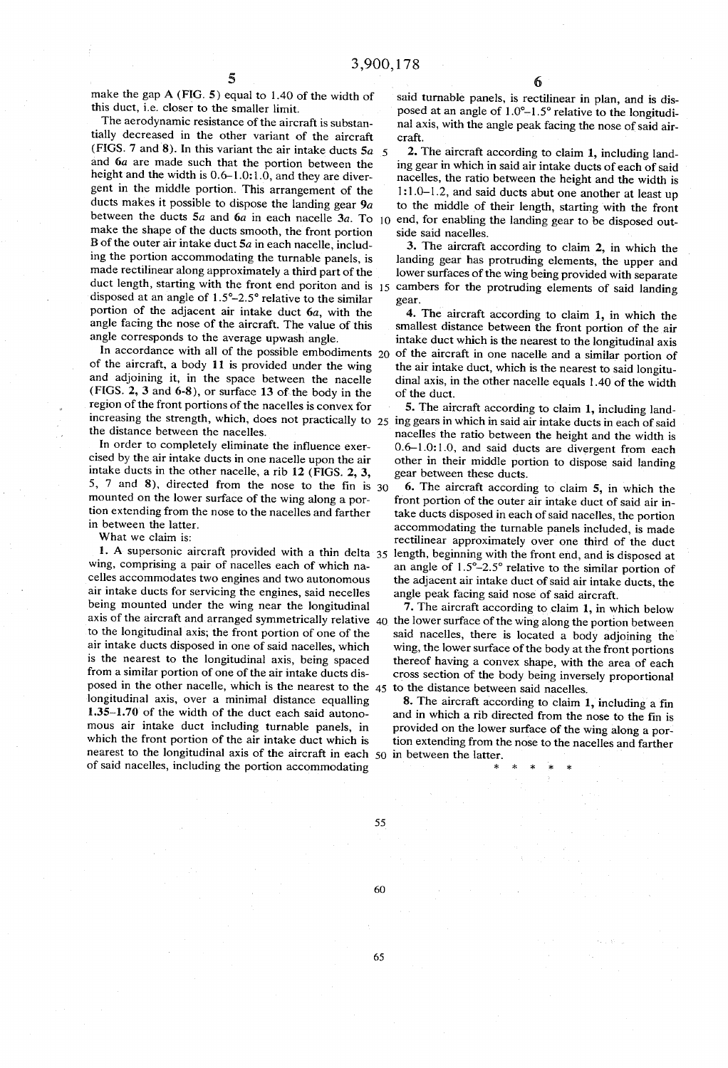make the gap A (FIG. 5) equal to 1.40 of the width of this duct, i.e. closer to the smaller limit.

The aerodynamic resistance of the aircraft is substantially decreased in the other variant of the aircraft (FIGS. 7 and 8). In this variant the air intake ducts **5a** and **6a** are made such that the portion between the height and the width is 0.6–1.0:1.0, and they are divergent in the middle portion. This arrangement of the ducts makes it possible to dispose the landing gear **9a** between the ducts **5a** and **6a** in each nacelle **3a**. To make the shape of the ducts smooth, the front portion B of the outer air intake duct **5a** in each nacelle, including the portion accommodating the turnable panels, is made rectilinear along approximately a third part of the duct length, starting with the front end poriton and is disposed at an angle of 1.5°–2.5° relative to the similar portion of the adjacent air intake duct **6a**, with the angle facing the nose of the aircraft. The value of this angle corresponds to the average upwash angle.

In accordance with all of the possible embodiments of the aircraft, a body **11** is provided under the wing and adjoining it, in the space between the nacelle (FIGS. **2, 3** and **6-8**), or surface **13** of the body in the region of the front portions of the nacelles is convex for increasing the strength, which, does not practically to the distance between the nacelles.

In order to completely eliminate the influence exercised by the air intake ducts in one nacelle upon the air intake ducts in the other nacelle, a rib **12** (FIGS. **2, 3, 5, 7** and **8**), directed from the nose to the fin is mounted on the lower surface of the wing along a portion extending from the nose to the nacelles and farther in between the latter.

What we claim is:

**1.** A supersonic aircraft provided with a thin delta wing, comprising a pair of nacelles each of which nacelles accommodates two engines and two autonomous air intake ducts for servicing the engines, said necelles being mounted under the wing near the longitudinal axis of the aircraft and arranged symmetrically relative to the longitudinal axis; the front portion of one of the air intake ducts disposed in one of said nacelles, which is the nearest to the longitudinal axis, being spaced from a similar portion of one of the air intake ducts disposed in the other nacelle, which is the nearest to the longitudinal axis, over a minimal distance equalling **1.35–1.70** of the width of the duct each said autonomous air intake duct including turnable panels, in which the front portion of the air intake duct which is nearest to the longitudinal axis of the aircraft in each of said nacelles, including the portion accommodating said turnable panels, is rectilinear in plan, and is disposed at an angle of 1.0°–1.5° relative to the longitudinal axis, with the angle peak facing the nose of said aircraft.

**2.** The aircraft according to claim **1,** including landing gear in which in said air intake ducts of each of said nacelles, the ratio between the height and the width is 1:1.0–1.2, and said ducts abut one another at least up to the middle of their length, starting with the front end, for enabling the landing gear to be disposed outside said nacelles.

**3.** The aircraft according to claim **2,** in which the landing gear has protruding elements, the upper and lower surfaces of the wing being provided with separate cambers for the protruding elements of said landing gear.

**4.** The aircraft according to claim **1,** in which the smallest distance between the front portion of the air intake duct which is the nearest to the longitudinal axis of the aircraft in one nacelle and a similar portion of the air intake duct, which is the nearest to said longitudinal axis, in the other nacelle equals 1.40 of the width of the duct.

**5.** The aircraft according to claim **1,** including landing gears in which in said air intake ducts in each of said nacelles the ratio between the height and the width is 0.6–1.0:1.0, and said ducts are divergent from each other in their middle portion to dispose said landing gear between these ducts.

**6.** The aircraft according to claim **5,** in which the front portion of the outer air intake duct of said air intake ducts disposed in each of said nacelles, the portion accommodating the turnable panels included, is made rectilinear approximately over one third of the duct length, beginning with the front end, and is disposed at an angle of 1.5°–2.5° relative to the similar portion of the adjacent air intake duct of said air intake ducts, the angle peak facing said nose of said aircraft.

**7.** The aircraft according to claim **1,** in which below the lower surface of the wing along the portion between said nacelles, there is located a body adjoining the wing, the lower surface of the body at the front portions thereof having a convex shape, with the area of each cross section of the body being inversely proportional to the distance between said nacelles.

**8.** The aircraft according to claim **1,** including a fin and in which a rib directed from the nose to the fin is provided on the lower surface of the wing along a portion extending from the nose to the nacelles and farther in between the latter.

\* \* \* \* \*